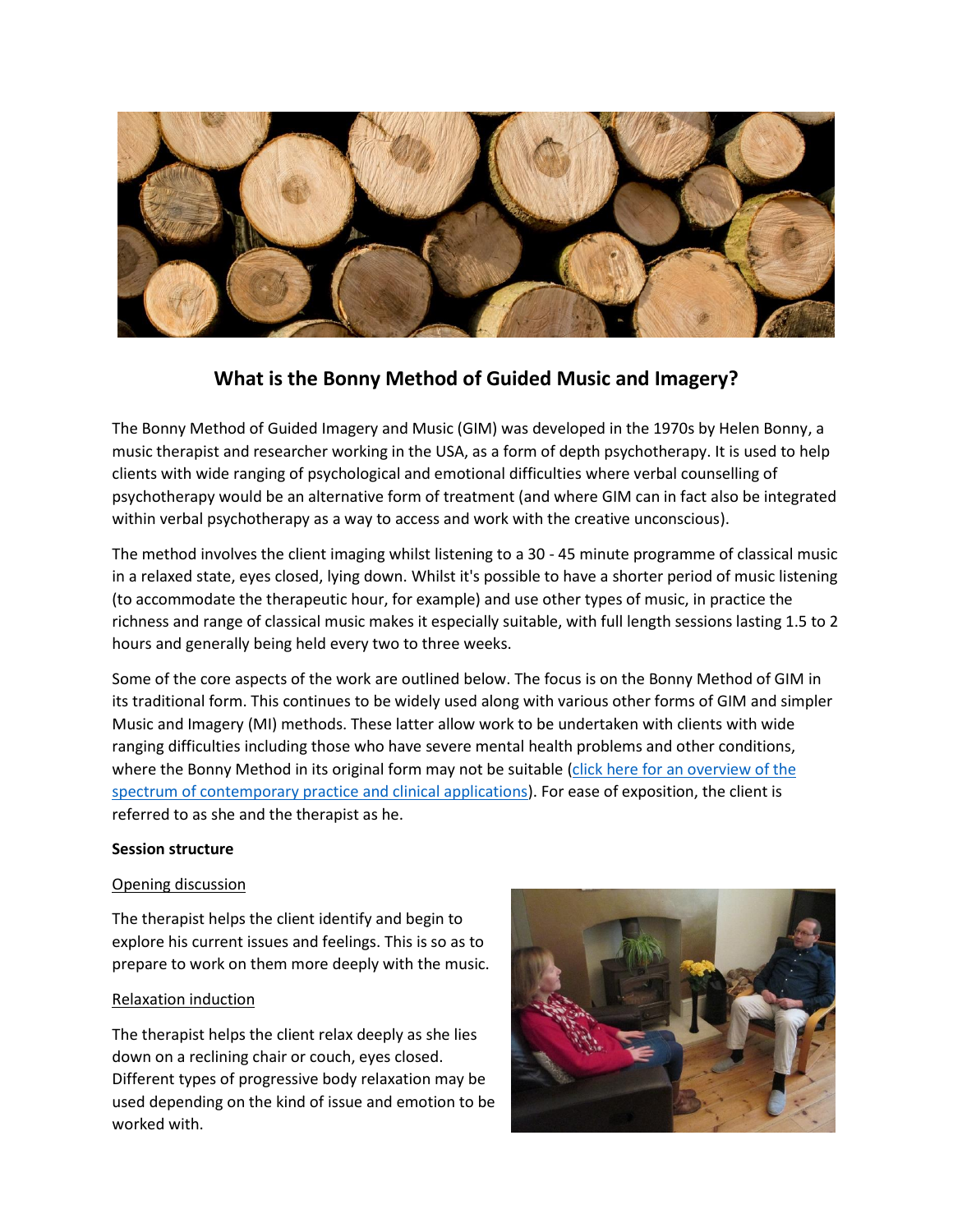# What is the Bonny Method of Guided Music and Imagery?

The Bonny Method of Guided Imagery and Music (GIM) was developed in the 1970s by Helen Bonny, a music therapist and researcher working in the USA, as a form of depth psychotherapy. It is used to help clients with wide ranging of psychological and emotional difficulties where verbal counselling of psychotherapy would be an alternative form of treatment (and where GIM can in fact also be integrated within verbal psychotherapy as a way to access and work with the creative unconscious).

The method involves the client imaging whilst listening to a 30 - 45 minute programme of classical music in a relaxed state, eyes closed, lying down. Whilst it's possible to have a shorter period of music listening (to accommodate the therapeutic hour, for example) and use other types of music, in practice the richness and range of classical music makes it especially suitable, with full length sessions lasting 1.5 to 2 hours and generally being held every two to three weeks.

Some of the core aspects of the work are outlined below. The focus is on the Bonny Method of GIM in its traditional form. This continues to be widely used along with various other forms of GIM and simpler Music and Imagery (MI) methods. These latter allow work to be undertaken with clients with wide ranging difficulties including those who have severe mental health problems and other conditions, where the Bonny Method in its original form may not be suitable (click here for an overview of the spectrum of contemporary practice and clinical applications). For ease of exposition, the client is referred to as she and the therapist as he.

**Session structure**

<u>Opening discussion</u>

The therapist helps the client identify and begin to explore his current issues and feelings. This is so as to prepare to work on them more deeply with the music.

<u>Relaxation induction</u>

The therapist helps the client relax deeply as she lies down on a reclining chair or couch, eyes closed. Different types of progressive body relaxation may be used depending on the kind of issue and emotion to be worked with.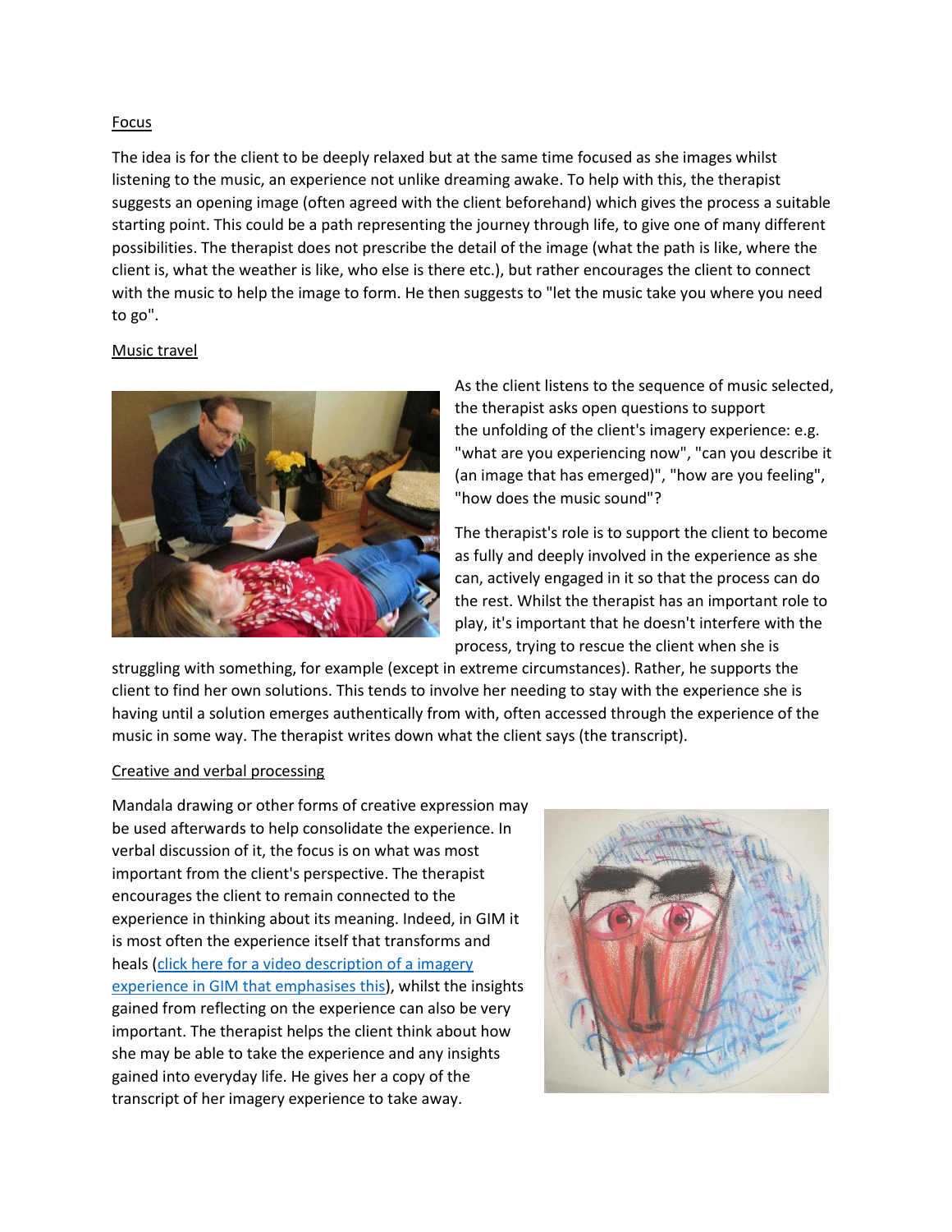Focus

The idea is for the client to be deeply relaxed but at the same time focused as she images whilst listening to the music, an experience not unlike dreaming awake. To help with this, the therapist suggests an opening image (often agreed with the client beforehand) which gives the process a suitable starting point. This could be a path representing the journey through life, to give one of many different possibilities. The therapist does not prescribe the detail of the image (what the path is like, where the client is, what the weather is like, who else is there etc.), but rather encourages the client to connect with the music to help the image to form. He then suggests to "let the music take you where you need to go".

Music travel

As the client listens to the sequence of music selected, the therapist asks open questions to support the unfolding of the client's imagery experience: e.g. "what are you experiencing now", "can you describe it (an image that has emerged)", "how are you feeling", "how does the music sound"?

The therapist's role is to support the client to become as fully and deeply involved in the experience as she can, actively engaged in it so that the process can do the rest. Whilst the therapist has an important role to play, it's important that he doesn't interfere with the process, trying to rescue the client when she is struggling with something, for example (except in extreme circumstances). Rather, he supports the client to find her own solutions. This tends to involve her needing to stay with the experience she is having until a solution emerges authentically from with, often accessed through the experience of the music in some way. The therapist writes down what the client says (the transcript).

Creative and verbal processing

Mandala drawing or other forms of creative expression may be used afterwards to help consolidate the experience. In verbal discussion of it, the focus is on what was most important from the client's perspective. The therapist encourages the client to remain connected to the experience in thinking about its meaning. Indeed, in GIM it is most often the experience itself that transforms and heals ([click here for a video description of a imagery experience in GIM that emphasises this]()), whilst the insights gained from reflecting on the experience can also be very important. The therapist helps the client think about how she may be able to take the experience and any insights gained into everyday life. He gives her a copy of the transcript of her imagery experience to take away.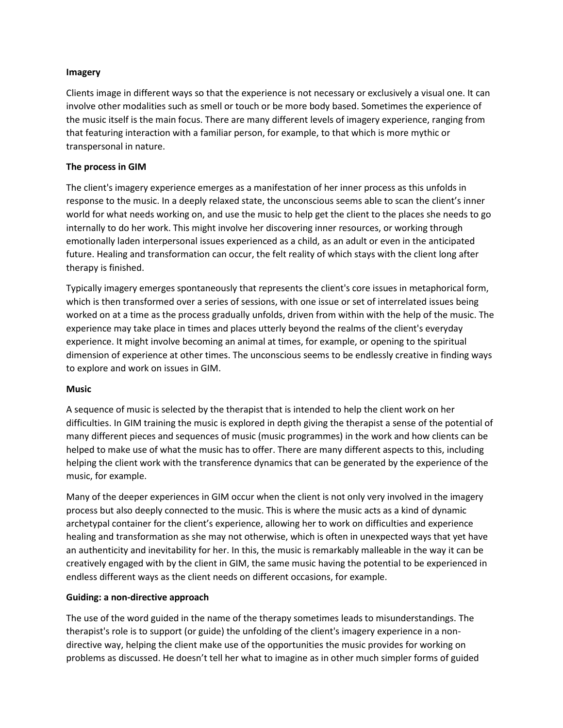**Imagery**

Clients image in different ways so that the experience is not necessary or exclusively a visual one. It can involve other modalities such as smell or touch or be more body based. Sometimes the experience of the music itself is the main focus. There are many different levels of imagery experience, ranging from that featuring interaction with a familiar person, for example, to that which is more mythic or transpersonal in nature.

**The process in GIM**

The client's imagery experience emerges as a manifestation of her inner process as this unfolds in response to the music. In a deeply relaxed state, the unconscious seems able to scan the client's inner world for what needs working on, and use the music to help get the client to the places she needs to go internally to do her work. This might involve her discovering inner resources, or working through emotionally laden interpersonal issues experienced as a child, as an adult or even in the anticipated future. Healing and transformation can occur, the felt reality of which stays with the client long after therapy is finished.

Typically imagery emerges spontaneously that represents the client's core issues in metaphorical form, which is then transformed over a series of sessions, with one issue or set of interrelated issues being worked on at a time as the process gradually unfolds, driven from within with the help of the music. The experience may take place in times and places utterly beyond the realms of the client's everyday experience. It might involve becoming an animal at times, for example, or opening to the spiritual dimension of experience at other times. The unconscious seems to be endlessly creative in finding ways to explore and work on issues in GIM.

**Music**

A sequence of music is selected by the therapist that is intended to help the client work on her difficulties. In GIM training the music is explored in depth giving the therapist a sense of the potential of many different pieces and sequences of music (music programmes) in the work and how clients can be helped to make use of what the music has to offer. There are many different aspects to this, including helping the client work with the transference dynamics that can be generated by the experience of the music, for example.

Many of the deeper experiences in GIM occur when the client is not only very involved in the imagery process but also deeply connected to the music. This is where the music acts as a kind of dynamic archetypal container for the client's experience, allowing her to work on difficulties and experience healing and transformation as she may not otherwise, which is often in unexpected ways that yet have an authenticity and inevitability for her. In this, the music is remarkably malleable in the way it can be creatively engaged with by the client in GIM, the same music having the potential to be experienced in endless different ways as the client needs on different occasions, for example.

**Guiding: a non-directive approach**

The use of the word guided in the name of the therapy sometimes leads to misunderstandings. The therapist's role is to support (or guide) the unfolding of the client's imagery experience in a non-directive way, helping the client make use of the opportunities the music provides for working on problems as discussed. He doesn't tell her what to imagine as in other much simpler forms of guided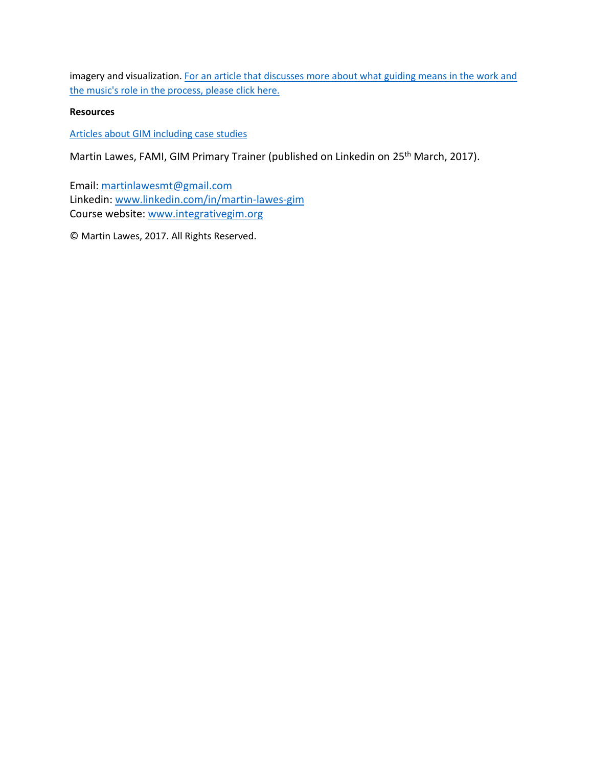imagery and visualization. For an article that discusses more about what guiding means in the work and the music's role in the process, please click here.

**Resources**

Articles about GIM including case studies

Martin Lawes, FAMI, GIM Primary Trainer (published on Linkedin on 25th March, 2017).

Email: martinlawesmt@gmail.com
Linkedin: www.linkedin.com/in/martin-lawes-gim
Course website: www.integrativegim.org

© Martin Lawes, 2017. All Rights Reserved.